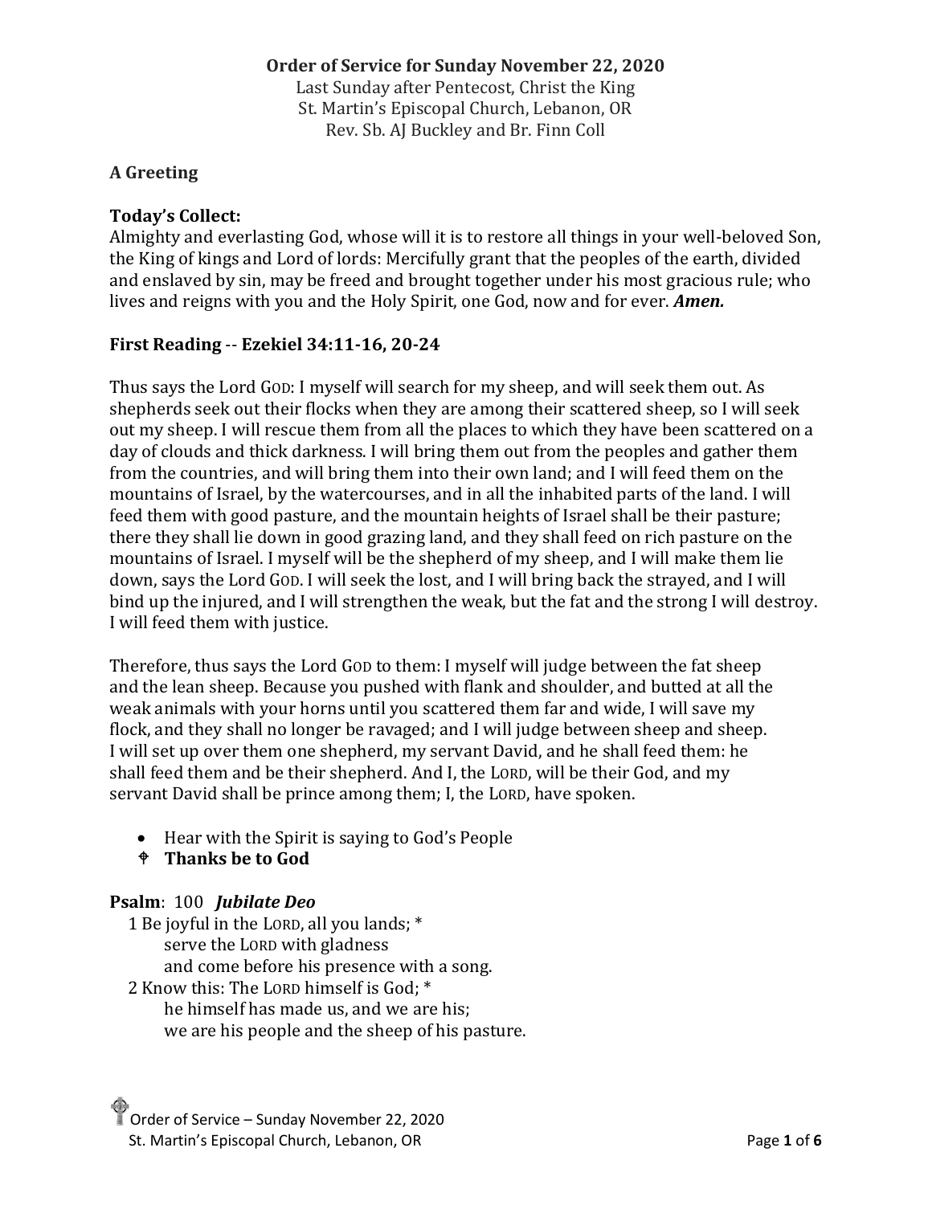**Order of Service for Sunday November 22, 2020**
Last Sunday after Pentecost, Christ the King
St. Martin's Episcopal Church, Lebanon, OR
Rev. Sb. AJ Buckley and Br. Finn Coll

### A Greeting

### Today's Collect:

Almighty and everlasting God, whose will it is to restore all things in your well-beloved Son, the King of kings and Lord of lords: Mercifully grant that the peoples of the earth, divided and enslaved by sin, may be freed and brought together under his most gracious rule; who lives and reigns with you and the Holy Spirit, one God, now and for ever. ***Amen.***

### First Reading -- Ezekiel 34:11-16, 20-24

Thus says the Lord GOD: I myself will search for my sheep, and will seek them out. As shepherds seek out their flocks when they are among their scattered sheep, so I will seek out my sheep. I will rescue them from all the places to which they have been scattered on a day of clouds and thick darkness. I will bring them out from the peoples and gather them from the countries, and will bring them into their own land; and I will feed them on the mountains of Israel, by the watercourses, and in all the inhabited parts of the land. I will feed them with good pasture, and the mountain heights of Israel shall be their pasture; there they shall lie down in good grazing land, and they shall feed on rich pasture on the mountains of Israel. I myself will be the shepherd of my sheep, and I will make them lie down, says the Lord GOD. I will seek the lost, and I will bring back the strayed, and I will bind up the injured, and I will strengthen the weak, but the fat and the strong I will destroy. I will feed them with justice.

Therefore, thus says the Lord GOD to them: I myself will judge between the fat sheep and the lean sheep. Because you pushed with flank and shoulder, and butted at all the weak animals with your horns until you scattered them far and wide, I will save my flock, and they shall no longer be ravaged; and I will judge between sheep and sheep. I will set up over them one shepherd, my servant David, and he shall feed them: he shall feed them and be their shepherd. And I, the LORD, will be their God, and my servant David shall be prince among them; I, the LORD, have spoken.

- Hear with the Spirit is saying to God's People
- ✠ **Thanks be to God**

**Psalm**: 100 ***Jubilate Deo***

1 Be joyful in the LORD, all you lands; *
    serve the LORD with gladness
    and come before his presence with a song.
2 Know this: The LORD himself is God; *
    he himself has made us, and we are his;
    we are his people and the sheep of his pasture.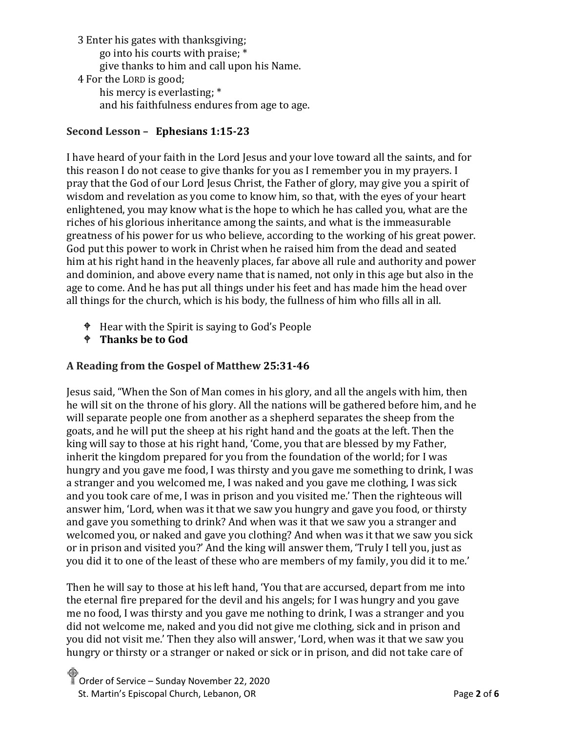3 Enter his gates with thanksgiving;
go into his courts with praise; *
give thanks to him and call upon his Name.

4 For the LORD is good;
his mercy is everlasting; *
and his faithfulness endures from age to age.

### Second Lesson – Ephesians 1:15-23

I have heard of your faith in the Lord Jesus and your love toward all the saints, and for this reason I do not cease to give thanks for you as I remember you in my prayers. I pray that the God of our Lord Jesus Christ, the Father of glory, may give you a spirit of wisdom and revelation as you come to know him, so that, with the eyes of your heart enlightened, you may know what is the hope to which he has called you, what are the riches of his glorious inheritance among the saints, and what is the immeasurable greatness of his power for us who believe, according to the working of his great power. God put this power to work in Christ when he raised him from the dead and seated him at his right hand in the heavenly places, far above all rule and authority and power and dominion, and above every name that is named, not only in this age but also in the age to come. And he has put all things under his feet and has made him the head over all things for the church, which is his body, the fullness of him who fills all in all.

- Hear with the Spirit is saying to God's People
- **Thanks be to God**

### A Reading from the Gospel of Matthew 25:31-46

Jesus said, "When the Son of Man comes in his glory, and all the angels with him, then he will sit on the throne of his glory. All the nations will be gathered before him, and he will separate people one from another as a shepherd separates the sheep from the goats, and he will put the sheep at his right hand and the goats at the left. Then the king will say to those at his right hand, 'Come, you that are blessed by my Father, inherit the kingdom prepared for you from the foundation of the world; for I was hungry and you gave me food, I was thirsty and you gave me something to drink, I was a stranger and you welcomed me, I was naked and you gave me clothing, I was sick and you took care of me, I was in prison and you visited me.' Then the righteous will answer him, 'Lord, when was it that we saw you hungry and gave you food, or thirsty and gave you something to drink? And when was it that we saw you a stranger and welcomed you, or naked and gave you clothing? And when was it that we saw you sick or in prison and visited you?' And the king will answer them, 'Truly I tell you, just as you did it to one of the least of these who are members of my family, you did it to me.'

Then he will say to those at his left hand, 'You that are accursed, depart from me into the eternal fire prepared for the devil and his angels; for I was hungry and you gave me no food, I was thirsty and you gave me nothing to drink, I was a stranger and you did not welcome me, naked and you did not give me clothing, sick and in prison and you did not visit me.' Then they also will answer, 'Lord, when was it that we saw you hungry or thirsty or a stranger or naked or sick or in prison, and did not take care of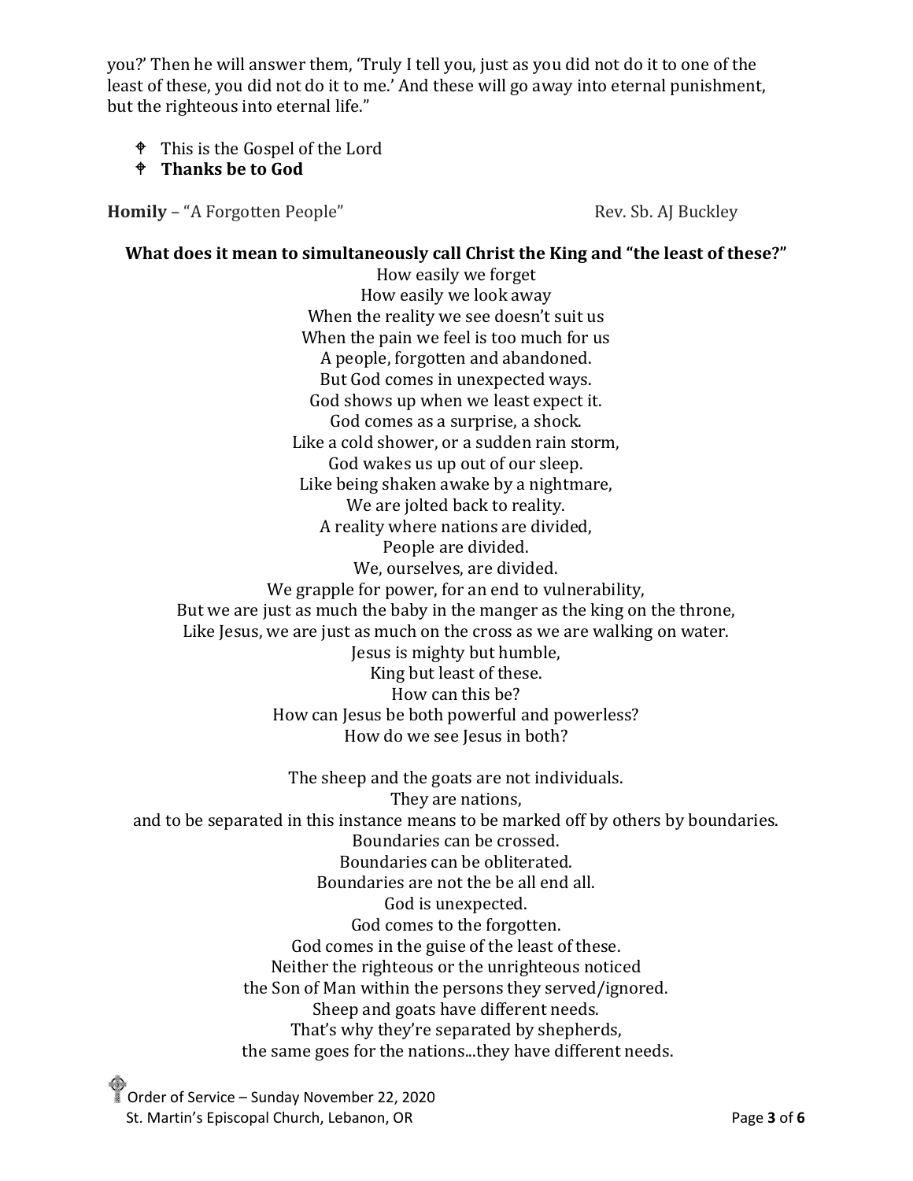you?' Then he will answer them, 'Truly I tell you, just as you did not do it to one of the least of these, you did not do it to me.' And these will go away into eternal punishment, but the righteous into eternal life."

- ✟ This is the Gospel of the Lord
- ✟ **Thanks be to God**

**Homily** – "A Forgotten People" Rev. Sb. AJ Buckley

**What does it mean to simultaneously call Christ the King and "the least of these?"**

How easily we forget
How easily we look away
When the reality we see doesn't suit us
When the pain we feel is too much for us
A people, forgotten and abandoned.
But God comes in unexpected ways.
God shows up when we least expect it.
God comes as a surprise, a shock.
Like a cold shower, or a sudden rain storm,
God wakes us up out of our sleep.
Like being shaken awake by a nightmare,
We are jolted back to reality.
A reality where nations are divided,
People are divided.
We, ourselves, are divided.
We grapple for power, for an end to vulnerability,
But we are just as much the baby in the manger as the king on the throne,
Like Jesus, we are just as much on the cross as we are walking on water.
Jesus is mighty but humble,
King but least of these.
How can this be?
How can Jesus be both powerful and powerless?
How do we see Jesus in both?

The sheep and the goats are not individuals.
They are nations,
and to be separated in this instance means to be marked off by others by boundaries.
Boundaries can be crossed.
Boundaries can be obliterated.
Boundaries are not the be all end all.
God is unexpected.
God comes to the forgotten.
God comes in the guise of the least of these.
Neither the righteous or the unrighteous noticed
the Son of Man within the persons they served/ignored.
Sheep and goats have different needs.
That's why they're separated by shepherds,
the same goes for the nations...they have different needs.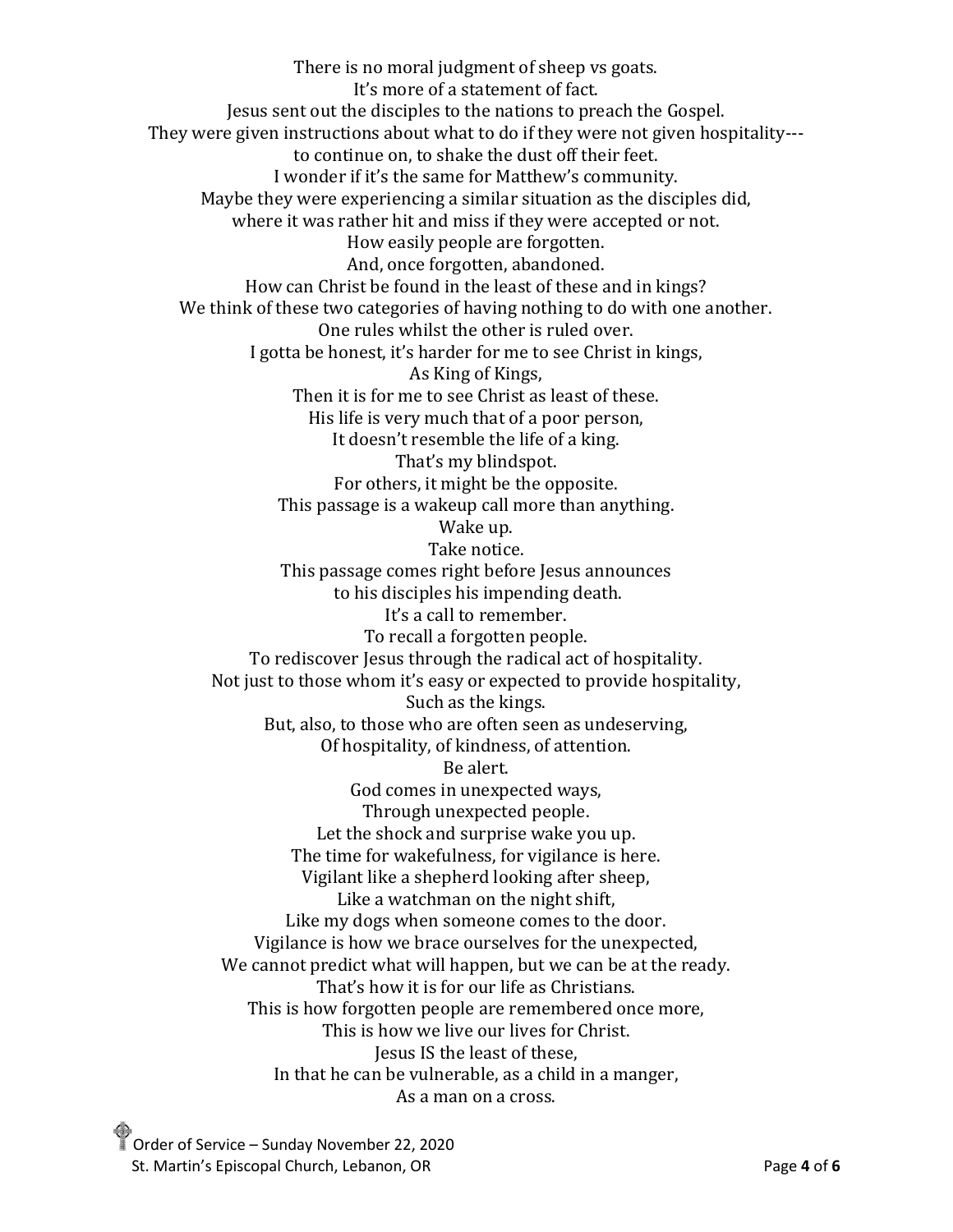There is no moral judgment of sheep vs goats.
It's more of a statement of fact.
Jesus sent out the disciples to the nations to preach the Gospel.
They were given instructions about what to do if they were not given hospitality---
to continue on, to shake the dust off their feet.
I wonder if it's the same for Matthew's community.
Maybe they were experiencing a similar situation as the disciples did,
where it was rather hit and miss if they were accepted or not.
How easily people are forgotten.
And, once forgotten, abandoned.
How can Christ be found in the least of these and in kings?
We think of these two categories of having nothing to do with one another.
One rules whilst the other is ruled over.
I gotta be honest, it's harder for me to see Christ in kings,
As King of Kings,
Then it is for me to see Christ as least of these.
His life is very much that of a poor person,
It doesn't resemble the life of a king.
That's my blindspot.
For others, it might be the opposite.
This passage is a wakeup call more than anything.
Wake up.
Take notice.
This passage comes right before Jesus announces
to his disciples his impending death.
It's a call to remember.
To recall a forgotten people.
To rediscover Jesus through the radical act of hospitality.
Not just to those whom it's easy or expected to provide hospitality,
Such as the kings.
But, also, to those who are often seen as undeserving,
Of hospitality, of kindness, of attention.
Be alert.
God comes in unexpected ways,
Through unexpected people.
Let the shock and surprise wake you up.
The time for wakefulness, for vigilance is here.
Vigilant like a shepherd looking after sheep,
Like a watchman on the night shift,
Like my dogs when someone comes to the door.
Vigilance is how we brace ourselves for the unexpected,
We cannot predict what will happen, but we can be at the ready.
That's how it is for our life as Christians.
This is how forgotten people are remembered once more,
This is how we live our lives for Christ.
Jesus IS the least of these,
In that he can be vulnerable, as a child in a manger,
As a man on a cross.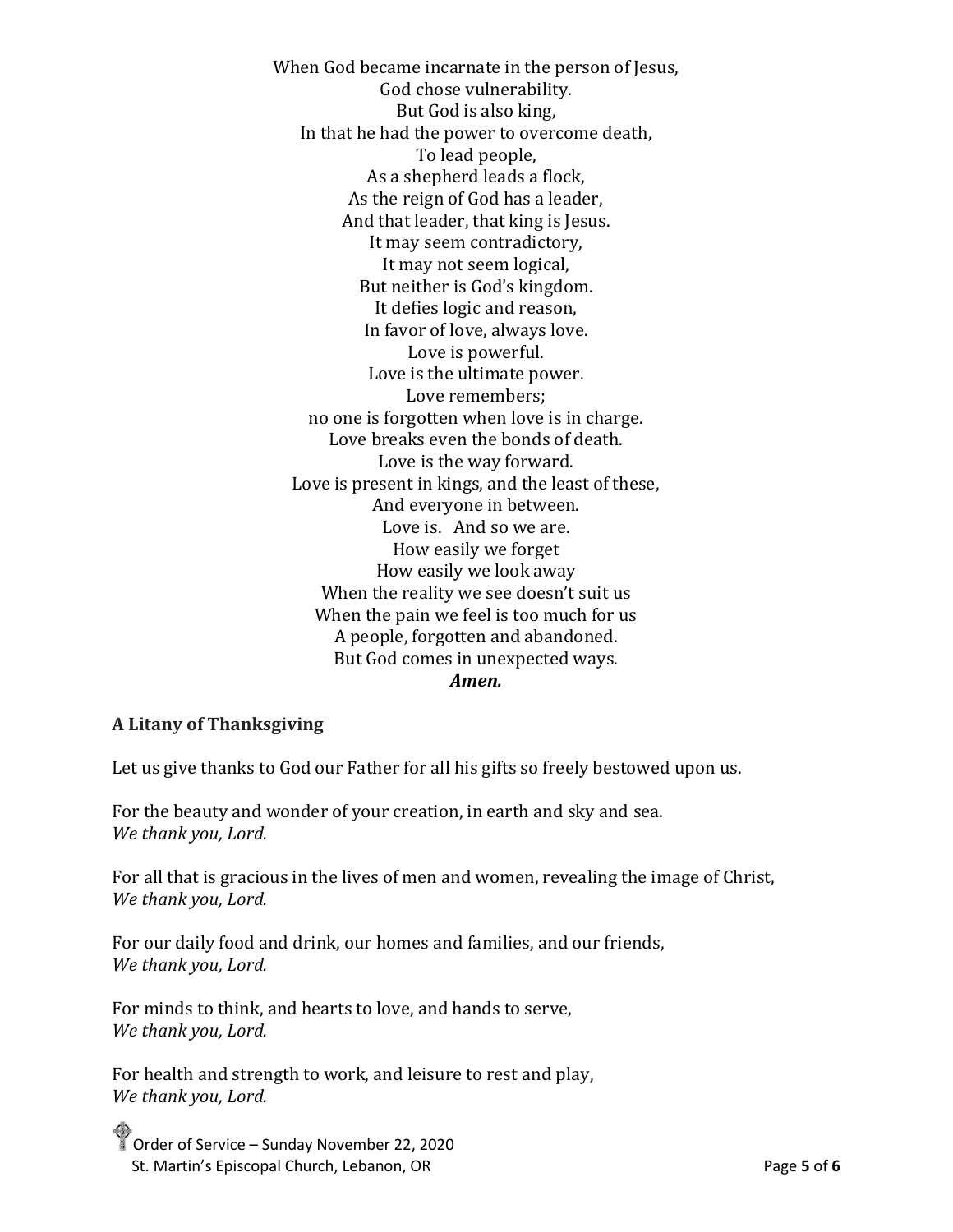When God became incarnate in the person of Jesus,
God chose vulnerability.
But God is also king,
In that he had the power to overcome death,
To lead people,
As a shepherd leads a flock,
As the reign of God has a leader,
And that leader, that king is Jesus.
It may seem contradictory,
It may not seem logical,
But neither is God's kingdom.
It defies logic and reason,
In favor of love, always love.
Love is powerful.
Love is the ultimate power.
Love remembers;
no one is forgotten when love is in charge.
Love breaks even the bonds of death.
Love is the way forward.
Love is present in kings, and the least of these,
And everyone in between.
Love is. And so we are.
How easily we forget
How easily we look away
When the reality we see doesn't suit us
When the pain we feel is too much for us
A people, forgotten and abandoned.
But God comes in unexpected ways.
***Amen.***

**A Litany of Thanksgiving**

Let us give thanks to God our Father for all his gifts so freely bestowed upon us.

For the beauty and wonder of your creation, in earth and sky and sea.
*We thank you, Lord.*

For all that is gracious in the lives of men and women, revealing the image of Christ,
*We thank you, Lord.*

For our daily food and drink, our homes and families, and our friends,
*We thank you, Lord.*

For minds to think, and hearts to love, and hands to serve,
*We thank you, Lord.*

For health and strength to work, and leisure to rest and play,
*We thank you, Lord.*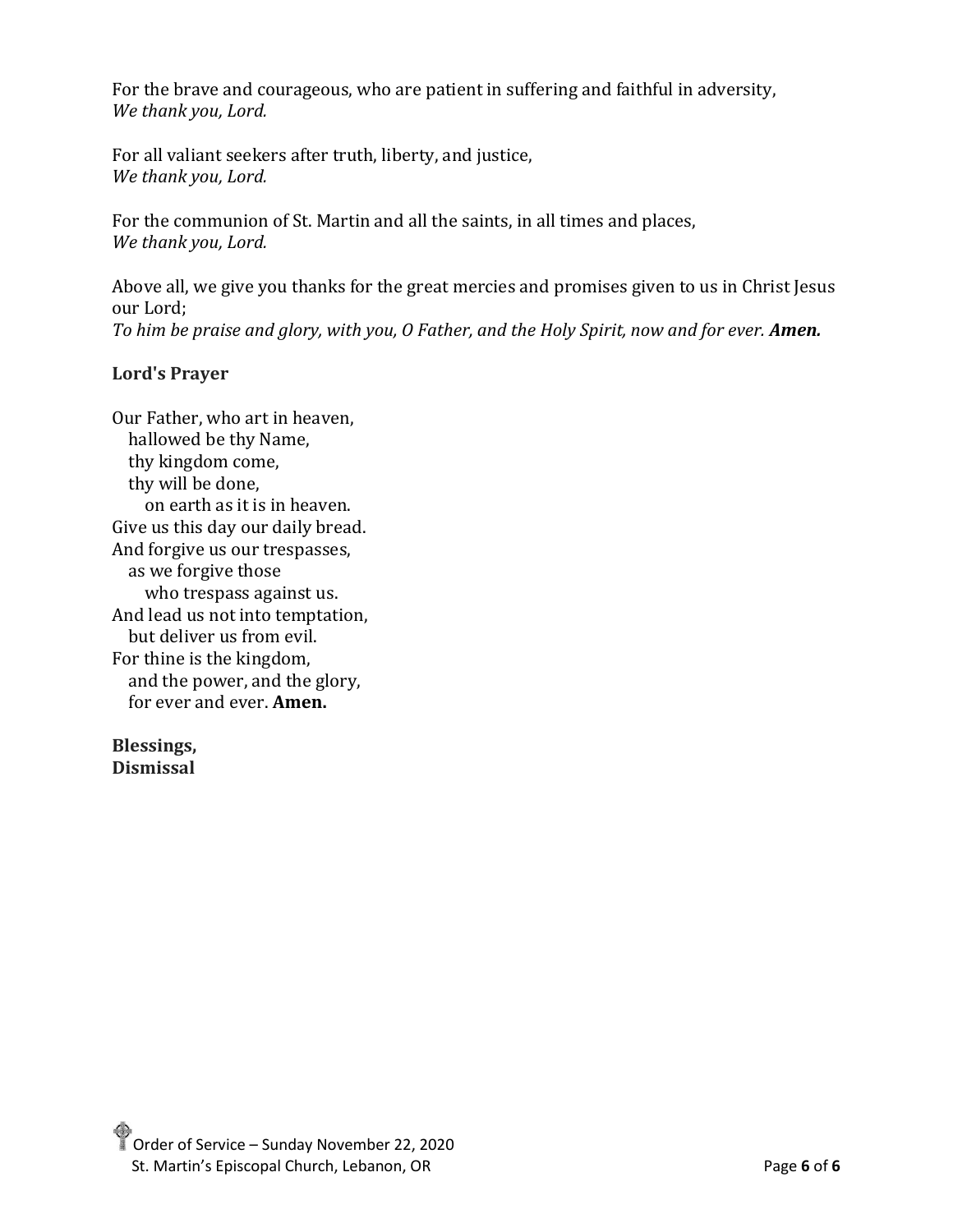For the brave and courageous, who are patient in suffering and faithful in adversity,
*We thank you, Lord.*

For all valiant seekers after truth, liberty, and justice,
*We thank you, Lord.*

For the communion of St. Martin and all the saints, in all times and places,
*We thank you, Lord.*

Above all, we give you thanks for the great mercies and promises given to us in Christ Jesus our Lord;
*To him be praise and glory, with you, O Father, and the Holy Spirit, now and for ever.* ***Amen.***

**Lord's Prayer**

Our Father, who art in heaven,
hallowed be thy Name,
thy kingdom come,
thy will be done,
on earth as it is in heaven.
Give us this day our daily bread.
And forgive us our trespasses,
as we forgive those
who trespass against us.
And lead us not into temptation,
but deliver us from evil.
For thine is the kingdom,
and the power, and the glory,
for ever and ever. **Amen.**

**Blessings,**
**Dismissal**